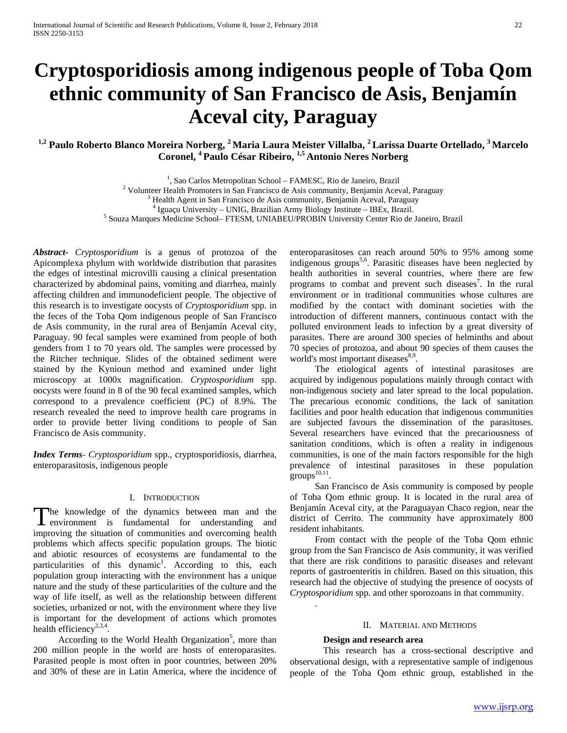# Cryptosporidiosis among indigenous people of Toba Qom ethnic community of San Francisco de Asis, Benjamín Aceval city, Paraguay

**[1,2] Paulo Roberto Blanco Moreira Norberg, [2] Maria Laura Meister Villalba, [2] Larissa Duarte Ortellado, [3] Marcelo Coronel, [4] Paulo César Ribeiro, [1,5] Antonio Neres Norberg**

[1], Sao Carlos Metropolitan School – FAMESC, Rio de Janeiro, Brazil
[2] Volunteer Health Promoters in San Francisco de Asis community, Benjamín Aceval, Paraguay
[3] Health Agent in San Francisco de Asis community, Benjamín Aceval, Paraguay
[4] Iguaçu University – UNIG, Brazilian Army Biology Institute – IBEx, Brazil.
[5] Souza Marques Medicine School– FTESM, UNIABEU/PROBIN University Center Rio de Janeiro, Brazil

***Abstract***- *Cryptosporidium* is a genus of protozoa of the Apicomplexa phylum with worldwide distribution that parasites the edges of intestinal microvilli causing a clinical presentation characterized by abdominal pains, vomiting and diarrhea, mainly affecting children and immunodeficient people. The objective of this research is to investigate oocysts of *Cryptosporidium* spp. in the feces of the Toba Qom indigenous people of San Francisco de Asis community, in the rural area of Benjamín Aceval city, Paraguay. 90 fecal samples were examined from people of both genders from 1 to 70 years old. The samples were processed by the Ritcher technique. Slides of the obtained sediment were stained by the Kynioun method and examined under light microscopy at 1000x magnification. *Cryptosporidium* spp. oocysts were found in 8 of the 90 fecal examined samples, which correspond to a prevalence coefficient (PC) of 8.9%. The research revealed the need to improve health care programs in order to provide better living conditions to people of San Francisco de Asis community.

***Index Terms***- *Cryptosporidium* spp., cryptosporidiosis, diarrhea, enteroparasitosis, indigenous people

## I. Introduction

The knowledge of the dynamics between man and the environment is fundamental for understanding and improving the situation of communities and overcoming health problems which affects specific population groups. The biotic and abiotic resources of ecosystems are fundamental to the particularities of this dynamic[1]. According to this, each population group interacting with the environment has a unique nature and the study of these particularities of the culture and the way of life itself, as well as the relationship between different societies, urbanized or not, with the environment where they live is important for the development of actions which promotes health efficiency[2,3,4].

According to the World Health Organization[5], more than 200 million people in the world are hosts of enteroparasites. Parasited people is most often in poor countries, between 20% and 30% of these are in Latin America, where the incidence of enteroparasitoses can reach around 50% to 95% among some indigenous groups[5,6]. Parasitic diseases have been neglected by health authorities in several countries, where there are few programs to combat and prevent such diseases[7]. In the rural environment or in traditional communities whose cultures are modified by the contact with dominant societies with the introduction of different manners, continuous contact with the polluted environment leads to infection by a great diversity of parasites. There are around 300 species of helminths and about 70 species of protozoa, and about 90 species of them causes the world's most important diseases[8,9].

The etiological agents of intestinal parasitoses are acquired by indigenous populations mainly through contact with non-indigenous society and later spread to the local population. The precarious economic conditions, the lack of sanitation facilities and poor health education that indigenous communities are subjected favours the dissemination of the parasitoses. Several researchers have evinced that the precariousness of sanitation conditions, which is often a reality in indigenous communities, is one of the main factors responsible for the high prevalence of intestinal parasitoses in these population groups[10,11].

San Francisco de Asis community is composed by people of Toba Qom ethnic group. It is located in the rural area of Benjamín Aceval city, at the Paraguayan Chaco region, near the district of Cerrito. The community have approximately 800 resident inhabitants.

From contact with the people of the Toba Qom ethnic group from the San Francisco de Asis community, it was verified that there are risk conditions to parasitic diseases and relevant reports of gastroenteritis in children. Based on this situation, this research had the objective of studying the presence of oocysts of *Cryptosporidium* spp. and other sporozoans in that community.

## II. Material and Methods

### Design and research area

This research has a cross-sectional descriptive and observational design, with a representative sample of indigenous people of the Toba Qom ethnic group, established in the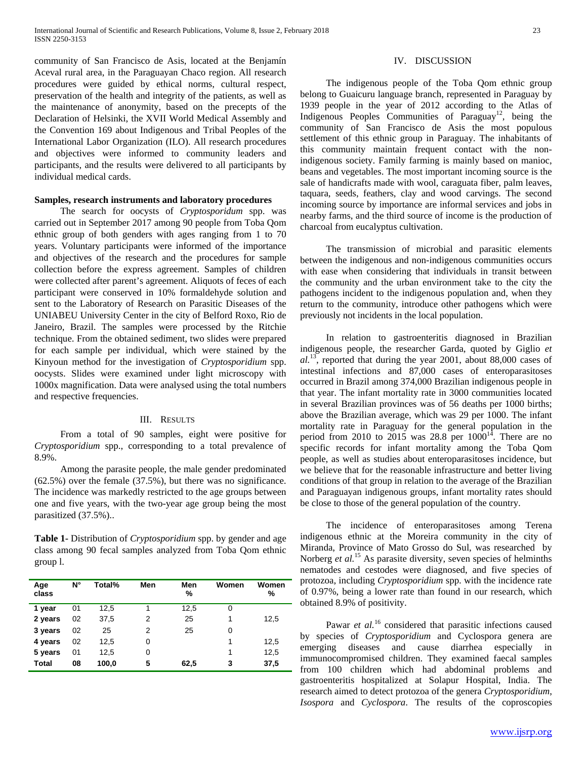community of San Francisco de Asis, located at the Benjamín Aceval rural area, in the Paraguayan Chaco region. All research procedures were guided by ethical norms, cultural respect, preservation of the health and integrity of the patients, as well as the maintenance of anonymity, based on the precepts of the Declaration of Helsinki, the XVII World Medical Assembly and the Convention 169 about Indigenous and Tribal Peoples of the International Labor Organization (ILO). All research procedures and objectives were informed to community leaders and participants, and the results were delivered to all participants by individual medical cards.

**Samples, research instruments and laboratory procedures**

The search for oocysts of *Cryptosporidium* spp. was carried out in September 2017 among 90 people from Toba Qom ethnic group of both genders with ages ranging from 1 to 70 years. Voluntary participants were informed of the importance and objectives of the research and the procedures for sample collection before the express agreement. Samples of children were collected after parent's agreement. Aliquots of feces of each participant were conserved in 10% formaldehyde solution and sent to the Laboratory of Research on Parasitic Diseases of the UNIABEU University Center in the city of Belford Roxo, Rio de Janeiro, Brazil. The samples were processed by the Ritchie technique. From the obtained sediment, two slides were prepared for each sample per individual, which were stained by the Kinyoun method for the investigation of *Cryptosporidium* spp. oocysts. Slides were examined under light microscopy with 1000x magnification. Data were analysed using the total numbers and respective frequencies.

## III. Results

From a total of 90 samples, eight were positive for *Cryptosporidium* spp., corresponding to a total prevalence of 8.9%.

Among the parasite people, the male gender predominated (62.5%) over the female (37.5%), but there was no significance. The incidence was markedly restricted to the age groups between one and five years, with the two-year age group being the most parasitized (37.5%)..

**Table 1**- Distribution of *Cryptosporidium* spp. by gender and age class among 90 fecal samples analyzed from Toba Qom ethnic group l.

| Age class | N° | Total% | Men | Men % | Women | Women % |
|---|---|---|---|---|---|---|
| **1 year** | 01 | 12,5 | 1 | 12,5 | 0 | |
| **2 years** | 02 | 37,5 | 2 | 25 | 1 | 12,5 |
| **3 years** | 02 | 25 | 2 | 25 | 0 | |
| **4 years** | 02 | 12,5 | 0 | | 1 | 12,5 |
| **5 years** | 01 | 12,5 | 0 | | 1 | 12,5 |
| **Total** | **08** | **100,0** | **5** | **62,5** | **3** | **37,5** |

## IV. Discussion

The indigenous people of the Toba Qom ethnic group belong to Guaicuru language branch, represented in Paraguay by 1939 people in the year of 2012 according to the Atlas of Indigenous Peoples Communities of Paraguay[12], being the community of San Francisco de Asis the most populous settlement of this ethnic group in Paraguay. The inhabitants of this community maintain frequent contact with the non-indigenous society. Family farming is mainly based on manioc, beans and vegetables. The most important incoming source is the sale of handicrafts made with wool, caraguata fiber, palm leaves, taquara, seeds, feathers, clay and wood carvings. The second incoming source by importance are informal services and jobs in nearby farms, and the third source of income is the production of charcoal from eucalyptus cultivation.

The transmission of microbial and parasitic elements between the indigenous and non-indigenous communities occurs with ease when considering that individuals in transit between the community and the urban environment take to the city the pathogens incident to the indigenous population and, when they return to the community, introduce other pathogens which were previously not incidents in the local population.

In relation to gastroenteritis diagnosed in Brazilian indigenous people, the researcher Garda, quoted by Giglio *et al.*[13], reported that during the year 2001, about 88,000 cases of intestinal infections and 87,000 cases of enteroparasitoses occurred in Brazil among 374,000 Brazilian indigenous people in that year. The infant mortality rate in 3000 communities located in several Brazilian provinces was of 56 deaths per 1000 births; above the Brazilian average, which was 29 per 1000. The infant mortality rate in Paraguay for the general population in the period from 2010 to 2015 was 28.8 per 1000[14]. There are no specific records for infant mortality among the Toba Qom people, as well as studies about enteroparasitoses incidence, but we believe that for the reasonable infrastructure and better living conditions of that group in relation to the average of the Brazilian and Paraguayan indigenous groups, infant mortality rates should be close to those of the general population of the country.

The incidence of enteroparasitoses among Terena indigenous ethnic at the Moreira community in the city of Miranda, Province of Mato Grosso do Sul, was researched by Norberg *et al.*[15] As parasite diversity, seven species of helminths nematodes and cestodes were diagnosed, and five species of protozoa, including *Cryptosporidium* spp. with the incidence rate of 0.97%, being a lower rate than found in our research, which obtained 8.9% of positivity.

Pawar *et al.*[16] considered that parasitic infections caused by species of *Cryptosporidium* and Cyclospora genera are emerging diseases and cause diarrhea especially in immunocompromised children. They examined faecal samples from 100 children which had abdominal problems and gastroenteritis hospitalized at Solapur Hospital, India. The research aimed to detect protozoa of the genera *Cryptosporidium*, *Isospora* and *Cyclospora*. The results of the coproscopies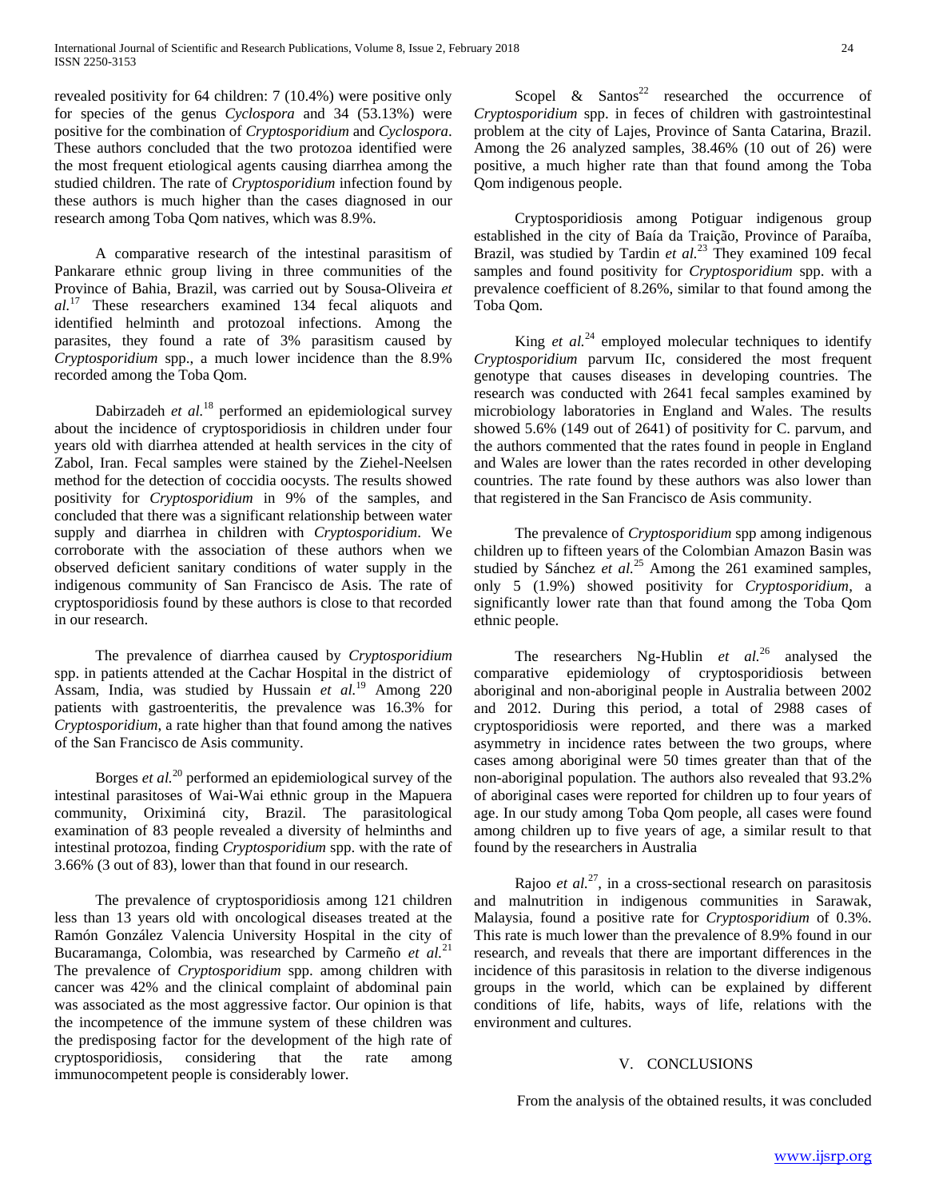revealed positivity for 64 children: 7 (10.4%) were positive only for species of the genus *Cyclospora* and 34 (53.13%) were positive for the combination of *Cryptosporidium* and *Cyclospora*. These authors concluded that the two protozoa identified were the most frequent etiological agents causing diarrhea among the studied children. The rate of *Cryptosporidium* infection found by these authors is much higher than the cases diagnosed in our research among Toba Qom natives, which was 8.9%.

A comparative research of the intestinal parasitism of Pankarare ethnic group living in three communities of the Province of Bahia, Brazil, was carried out by Sousa-Oliveira *et al.*[17] These researchers examined 134 fecal aliquots and identified helminth and protozoal infections. Among the parasites, they found a rate of 3% parasitism caused by *Cryptosporidium* spp., a much lower incidence than the 8.9% recorded among the Toba Qom.

Dabirzadeh *et al.*[18] performed an epidemiological survey about the incidence of cryptosporidiosis in children under four years old with diarrhea attended at health services in the city of Zabol, Iran. Fecal samples were stained by the Ziehel-Neelsen method for the detection of coccidia oocysts. The results showed positivity for *Cryptosporidium* in 9% of the samples, and concluded that there was a significant relationship between water supply and diarrhea in children with *Cryptosporidium*. We corroborate with the association of these authors when we observed deficient sanitary conditions of water supply in the indigenous community of San Francisco de Asis. The rate of cryptosporidiosis found by these authors is close to that recorded in our research.

The prevalence of diarrhea caused by *Cryptosporidium* spp. in patients attended at the Cachar Hospital in the district of Assam, India, was studied by Hussain *et al.*[19] Among 220 patients with gastroenteritis, the prevalence was 16.3% for *Cryptosporidium*, a rate higher than that found among the natives of the San Francisco de Asis community.

Borges *et al.*[20] performed an epidemiological survey of the intestinal parasitoses of Wai-Wai ethnic group in the Mapuera community, Oriximiná city, Brazil. The parasitological examination of 83 people revealed a diversity of helminths and intestinal protozoa, finding *Cryptosporidium* spp. with the rate of 3.66% (3 out of 83), lower than that found in our research.

The prevalence of cryptosporidiosis among 121 children less than 13 years old with oncological diseases treated at the Ramón González Valencia University Hospital in the city of Bucaramanga, Colombia, was researched by Carmeño *et al.*[21] The prevalence of *Cryptosporidium* spp. among children with cancer was 42% and the clinical complaint of abdominal pain was associated as the most aggressive factor. Our opinion is that the incompetence of the immune system of these children was the predisposing factor for the development of the high rate of cryptosporidiosis, considering that the rate among immunocompetent people is considerably lower.

Scopel & Santos[22] researched the occurrence of *Cryptosporidium* spp. in feces of children with gastrointestinal problem at the city of Lajes, Province of Santa Catarina, Brazil. Among the 26 analyzed samples, 38.46% (10 out of 26) were positive, a much higher rate than that found among the Toba Qom indigenous people.

Cryptosporidiosis among Potiguar indigenous group established in the city of Baía da Traição, Province of Paraíba, Brazil, was studied by Tardin *et al.*[23] They examined 109 fecal samples and found positivity for *Cryptosporidium* spp. with a prevalence coefficient of 8.26%, similar to that found among the Toba Qom.

King *et al.*[24] employed molecular techniques to identify *Cryptosporidium* parvum IIc, considered the most frequent genotype that causes diseases in developing countries. The research was conducted with 2641 fecal samples examined by microbiology laboratories in England and Wales. The results showed 5.6% (149 out of 2641) of positivity for C. parvum, and the authors commented that the rates found in people in England and Wales are lower than the rates recorded in other developing countries. The rate found by these authors was also lower than that registered in the San Francisco de Asis community.

The prevalence of *Cryptosporidium* spp among indigenous children up to fifteen years of the Colombian Amazon Basin was studied by Sánchez *et al.*[25] Among the 261 examined samples, only 5 (1.9%) showed positivity for *Cryptosporidium*, a significantly lower rate than that found among the Toba Qom ethnic people.

The researchers Ng-Hublin *et al.*[26] analysed the comparative epidemiology of cryptosporidiosis between aboriginal and non-aboriginal people in Australia between 2002 and 2012. During this period, a total of 2988 cases of cryptosporidiosis were reported, and there was a marked asymmetry in incidence rates between the two groups, where cases among aboriginal were 50 times greater than that of the non-aboriginal population. The authors also revealed that 93.2% of aboriginal cases were reported for children up to four years of age. In our study among Toba Qom people, all cases were found among children up to five years of age, a similar result to that found by the researchers in Australia

Rajoo *et al.*[27], in a cross-sectional research on parasitosis and malnutrition in indigenous communities in Sarawak, Malaysia, found a positive rate for *Cryptosporidium* of 0.3%. This rate is much lower than the prevalence of 8.9% found in our research, and reveals that there are important differences in the incidence of this parasitosis in relation to the diverse indigenous groups in the world, which can be explained by different conditions of life, habits, ways of life, relations with the environment and cultures.

## V. CONCLUSIONS

From the analysis of the obtained results, it was concluded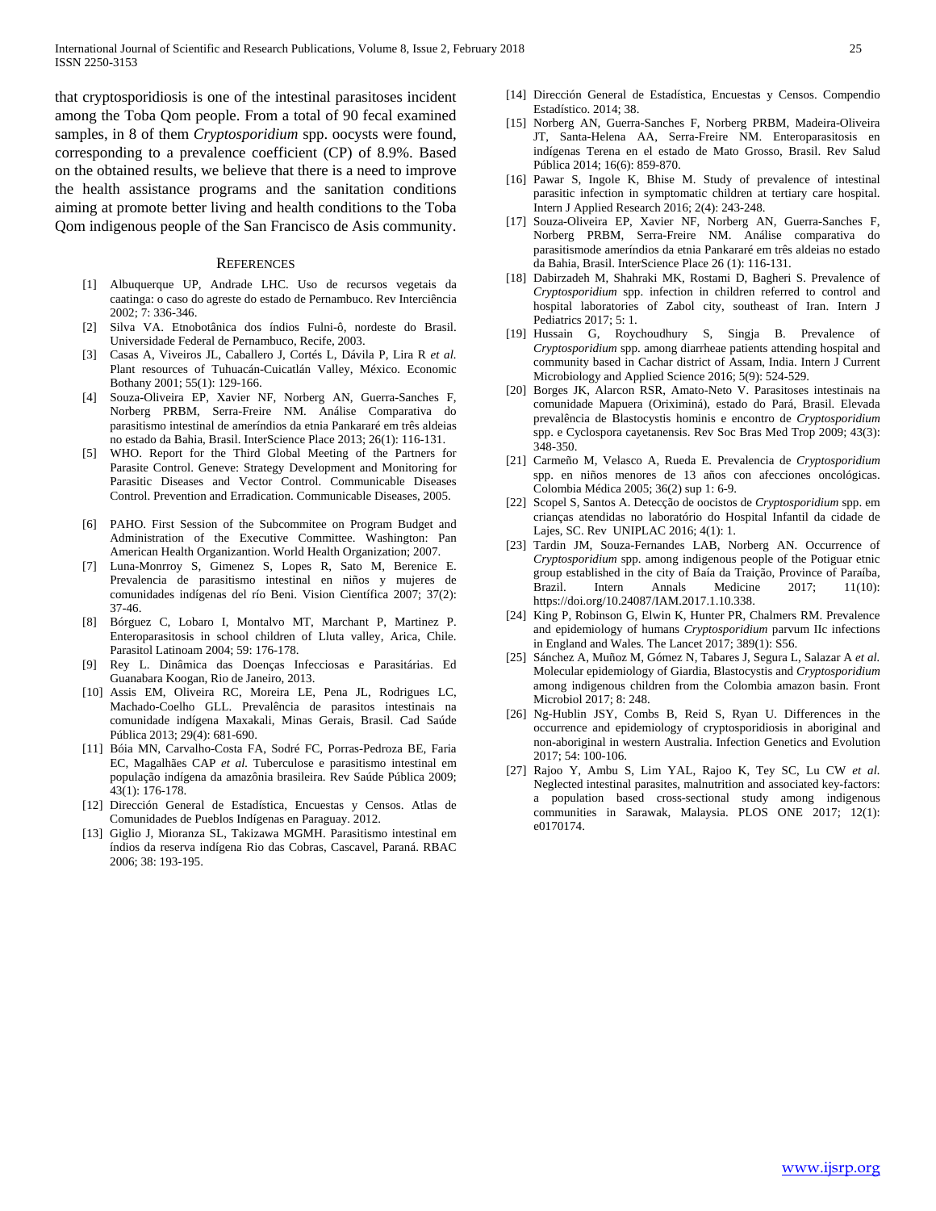that cryptosporidiosis is one of the intestinal parasitoses incident among the Toba Qom people. From a total of 90 fecal examined samples, in 8 of them *Cryptosporidium* spp. oocysts were found, corresponding to a prevalence coefficient (CP) of 8.9%. Based on the obtained results, we believe that there is a need to improve the health assistance programs and the sanitation conditions aiming at promote better living and health conditions to the Toba Qom indigenous people of the San Francisco de Asis community.

## References

[1] Albuquerque UP, Andrade LHC. Uso de recursos vegetais da caatinga: o caso do agreste do estado de Pernambuco. Rev Interciência 2002; 7: 336-346.

[2] Silva VA. Etnobotânica dos índios Fulni-ô, nordeste do Brasil. Universidade Federal de Pernambuco, Recife, 2003.

[3] Casas A, Viveiros JL, Caballero J, Cortés L, Dávila P, Lira R *et al.* Plant resources of Tuhuacán-Cuicatlán Valley, México. Economic Bothany 2001; 55(1): 129-166.

[4] Souza-Oliveira EP, Xavier NF, Norberg AN, Guerra-Sanches F, Norberg PRBM, Serra-Freire NM. Análise Comparativa do parasitismo intestinal de ameríndios da etnia Pankararé em três aldeias no estado da Bahia, Brasil. InterScience Place 2013; 26(1): 116-131.

[5] WHO. Report for the Third Global Meeting of the Partners for Parasite Control. Geneve: Strategy Development and Monitoring for Parasitic Diseases and Vector Control. Communicable Diseases Control. Prevention and Erradication. Communicable Diseases, 2005.

[6] PAHO. First Session of the Subcommitee on Program Budget and Administration of the Executive Committee. Washington: Pan American Health Organizantion. World Health Organization; 2007.

[7] Luna-Monrroy S, Gimenez S, Lopes R, Sato M, Berenice E. Prevalencia de parasitismo intestinal en niños y mujeres de comunidades indígenas del río Beni. Vision Científica 2007; 37(2): 37-46.

[8] Bórguez C, Lobaro I, Montalvo MT, Marchant P, Martinez P. Enteroparasitosis in school children of Lluta valley, Arica, Chile. Parasitol Latinoam 2004; 59: 176-178.

[9] Rey L. Dinâmica das Doenças Infecciosas e Parasitárias. Ed Guanabara Koogan, Rio de Janeiro, 2013.

[10] Assis EM, Oliveira RC, Moreira LE, Pena JL, Rodrigues LC, Machado-Coelho GLL. Prevalência de parasitos intestinais na comunidade indígena Maxakali, Minas Gerais, Brasil. Cad Saúde Pública 2013; 29(4): 681-690.

[11] Bóia MN, Carvalho-Costa FA, Sodré FC, Porras-Pedroza BE, Faria EC, Magalhães CAP *et al.* Tuberculose e parasitismo intestinal em população indígena da amazônia brasileira. Rev Saúde Pública 2009; 43(1): 176-178.

[12] Dirección General de Estadística, Encuestas y Censos. Atlas de Comunidades de Pueblos Indígenas en Paraguay. 2012.

[13] Giglio J, Mioranza SL, Takizawa MGMH. Parasitismo intestinal em índios da reserva indígena Rio das Cobras, Cascavel, Paraná. RBAC 2006; 38: 193-195.

[14] Dirección General de Estadística, Encuestas y Censos. Compendio Estadístico. 2014; 38.

[15] Norberg AN, Guerra-Sanches F, Norberg PRBM, Madeira-Oliveira JT, Santa-Helena AA, Serra-Freire NM. Enteroparasitosis en indígenas Terena en el estado de Mato Grosso, Brasil. Rev Salud Pública 2014; 16(6): 859-870.

[16] Pawar S, Ingole K, Bhise M. Study of prevalence of intestinal parasitic infection in symptomatic children at tertiary care hospital. Intern J Applied Research 2016; 2(4): 243-248.

[17] Souza-Oliveira EP, Xavier NF, Norberg AN, Guerra-Sanches F, Norberg PRBM, Serra-Freire NM. Análise comparativa do parasitismode ameríndios da etnia Pankararé em três aldeias no estado da Bahia, Brasil. InterScience Place 26 (1): 116-131.

[18] Dabirzadeh M, Shahraki MK, Rostami D, Bagheri S. Prevalence of *Cryptosporidium* spp. infection in children referred to control and hospital laboratories of Zabol city, southeast of Iran. Intern J Pediatrics 2017; 5: 1.

[19] Hussain G, Roychoudhury S, Singja B. Prevalence of *Cryptosporidium* spp. among diarrheae patients attending hospital and community based in Cachar district of Assam, India. Intern J Current Microbiology and Applied Science 2016; 5(9): 524-529.

[20] Borges JK, Alarcon RSR, Amato-Neto V. Parasitoses intestinais na comunidade Mapuera (Oriximiná), estado do Pará, Brasil. Elevada prevalência de Blastocystis hominis e encontro de *Cryptosporidium* spp. e Cyclospora cayetanensis. Rev Soc Bras Med Trop 2009; 43(3): 348-350.

[21] Carmeño M, Velasco A, Rueda E. Prevalencia de *Cryptosporidium* spp. en niños menores de 13 años con afecciones oncológicas. Colombia Médica 2005; 36(2) sup 1: 6-9.

[22] Scopel S, Santos A. Detecção de oocistos de *Cryptosporidium* spp. em crianças atendidas no laboratório do Hospital Infantil da cidade de Lajes, SC. Rev UNIPLAC 2016; 4(1): 1.

[23] Tardin JM, Souza-Fernandes LAB, Norberg AN. Occurrence of *Cryptosporidium* spp. among indigenous people of the Potiguar etnic group established in the city of Baía da Traição, Province of Paraíba, Brazil. Intern Annals Medicine 2017; 11(10): https://doi.org/10.24087/IAM.2017.1.10.338.

[24] King P, Robinson G, Elwin K, Hunter PR, Chalmers RM. Prevalence and epidemiology of humans *Cryptosporidium* parvum IIc infections in England and Wales. The Lancet 2017; 389(1): S56.

[25] Sánchez A, Muñoz M, Gómez N, Tabares J, Segura L, Salazar A *et al.* Molecular epidemiology of Giardia, Blastocystis and *Cryptosporidium* among indigenous children from the Colombia amazon basin. Front Microbiol 2017; 8: 248.

[26] Ng-Hublin JSY, Combs B, Reid S, Ryan U. Differences in the occurrence and epidemiology of cryptosporidiosis in aboriginal and non-aboriginal in western Australia. Infection Genetics and Evolution 2017; 54: 100-106.

[27] Rajoo Y, Ambu S, Lim YAL, Rajoo K, Tey SC, Lu CW *et al.* Neglected intestinal parasites, malnutrition and associated key-factors: a population based cross-sectional study among indigenous communities in Sarawak, Malaysia. PLOS ONE 2017; 12(1): e0170174.